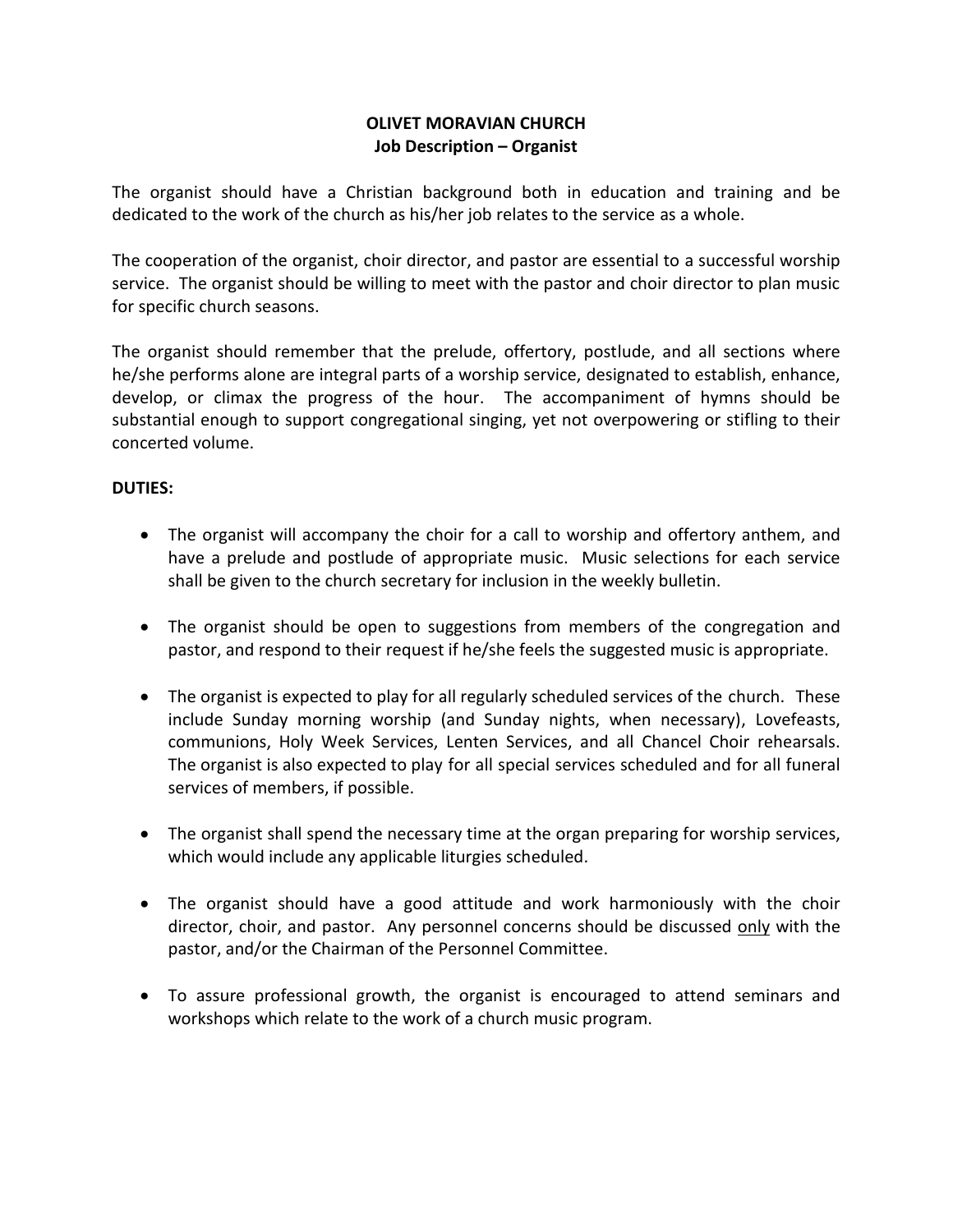# OLIVET MORAVIAN CHURCH
## Job Description – Organist

The organist should have a Christian background both in education and training and be dedicated to the work of the church as his/her job relates to the service as a whole.

The cooperation of the organist, choir director, and pastor are essential to a successful worship service. The organist should be willing to meet with the pastor and choir director to plan music for specific church seasons.

The organist should remember that the prelude, offertory, postlude, and all sections where he/she performs alone are integral parts of a worship service, designated to establish, enhance, develop, or climax the progress of the hour. The accompaniment of hymns should be substantial enough to support congregational singing, yet not overpowering or stifling to their concerted volume.

**DUTIES:**

- The organist will accompany the choir for a call to worship and offertory anthem, and have a prelude and postlude of appropriate music. Music selections for each service shall be given to the church secretary for inclusion in the weekly bulletin.

- The organist should be open to suggestions from members of the congregation and pastor, and respond to their request if he/she feels the suggested music is appropriate.

- The organist is expected to play for all regularly scheduled services of the church. These include Sunday morning worship (and Sunday nights, when necessary), Lovefeasts, communions, Holy Week Services, Lenten Services, and all Chancel Choir rehearsals. The organist is also expected to play for all special services scheduled and for all funeral services of members, if possible.

- The organist shall spend the necessary time at the organ preparing for worship services, which would include any applicable liturgies scheduled.

- The organist should have a good attitude and work harmoniously with the choir director, choir, and pastor. Any personnel concerns should be discussed <u>only</u> with the pastor, and/or the Chairman of the Personnel Committee.

- To assure professional growth, the organist is encouraged to attend seminars and workshops which relate to the work of a church music program.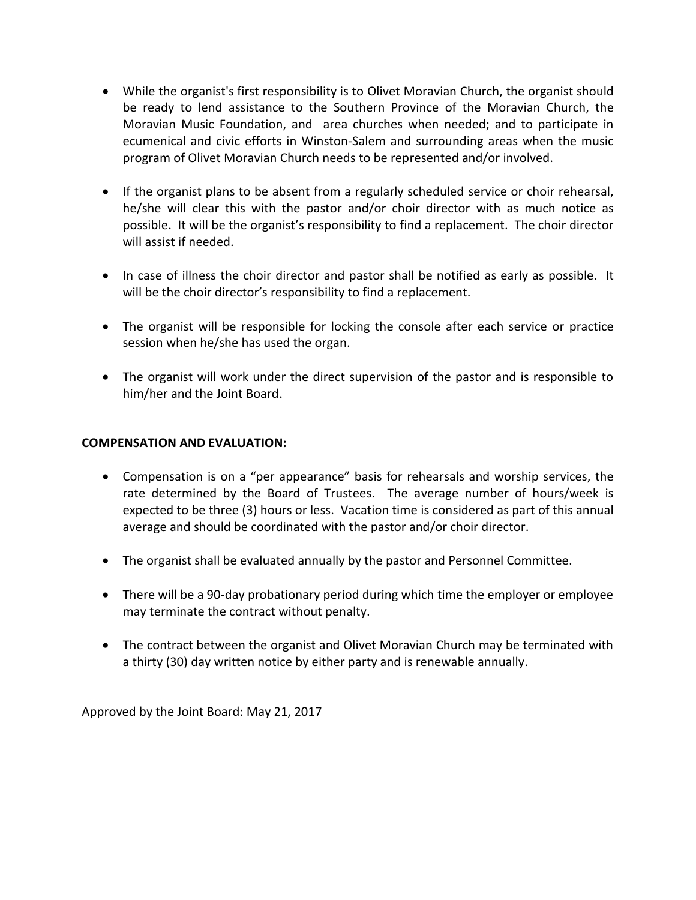- While the organist's first responsibility is to Olivet Moravian Church, the organist should be ready to lend assistance to the Southern Province of the Moravian Church, the Moravian Music Foundation, and area churches when needed; and to participate in ecumenical and civic efforts in Winston-Salem and surrounding areas when the music program of Olivet Moravian Church needs to be represented and/or involved.

- If the organist plans to be absent from a regularly scheduled service or choir rehearsal, he/she will clear this with the pastor and/or choir director with as much notice as possible. It will be the organist's responsibility to find a replacement. The choir director will assist if needed.

- In case of illness the choir director and pastor shall be notified as early as possible. It will be the choir director's responsibility to find a replacement.

- The organist will be responsible for locking the console after each service or practice session when he/she has used the organ.

- The organist will work under the direct supervision of the pastor and is responsible to him/her and the Joint Board.

**COMPENSATION AND EVALUATION:**

- Compensation is on a "per appearance" basis for rehearsals and worship services, the rate determined by the Board of Trustees. The average number of hours/week is expected to be three (3) hours or less. Vacation time is considered as part of this annual average and should be coordinated with the pastor and/or choir director.

- The organist shall be evaluated annually by the pastor and Personnel Committee.

- There will be a 90-day probationary period during which time the employer or employee may terminate the contract without penalty.

- The contract between the organist and Olivet Moravian Church may be terminated with a thirty (30) day written notice by either party and is renewable annually.

Approved by the Joint Board: May 21, 2017